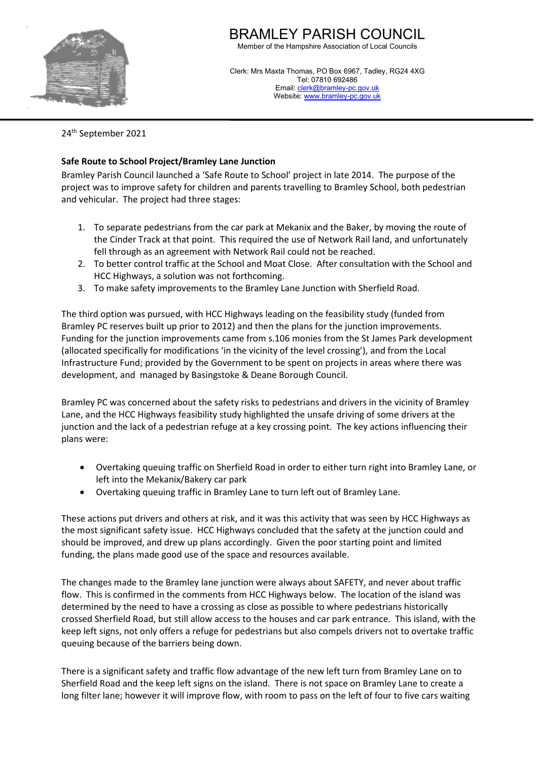# BRAMLEY PARISH COUNCIL

Member of the Hampshire Association of Local Councils

Clerk: Mrs Maxta Thomas, PO Box 6967, Tadley, RG24 4XG
Tel: 07810 692486
Email: clerk@bramley-pc.gov.uk
Website: www.bramley-pc.gov.uk

24th September 2021

**Safe Route to School Project/Bramley Lane Junction**

Bramley Parish Council launched a 'Safe Route to School' project in late 2014. The purpose of the project was to improve safety for children and parents travelling to Bramley School, both pedestrian and vehicular. The project had three stages:

1. To separate pedestrians from the car park at Mekanix and the Baker, by moving the route of the Cinder Track at that point. This required the use of Network Rail land, and unfortunately fell through as an agreement with Network Rail could not be reached.
2. To better control traffic at the School and Moat Close. After consultation with the School and HCC Highways, a solution was not forthcoming.
3. To make safety improvements to the Bramley Lane Junction with Sherfield Road.

The third option was pursued, with HCC Highways leading on the feasibility study (funded from Bramley PC reserves built up prior to 2012) and then the plans for the junction improvements. Funding for the junction improvements came from s.106 monies from the St James Park development (allocated specifically for modifications 'in the vicinity of the level crossing'), and from the Local Infrastructure Fund; provided by the Government to be spent on projects in areas where there was development, and managed by Basingstoke & Deane Borough Council.

Bramley PC was concerned about the safety risks to pedestrians and drivers in the vicinity of Bramley Lane, and the HCC Highways feasibility study highlighted the unsafe driving of some drivers at the junction and the lack of a pedestrian refuge at a key crossing point. The key actions influencing their plans were:

- Overtaking queuing traffic on Sherfield Road in order to either turn right into Bramley Lane, or left into the Mekanix/Bakery car park
- Overtaking queuing traffic in Bramley Lane to turn left out of Bramley Lane.

These actions put drivers and others at risk, and it was this activity that was seen by HCC Highways as the most significant safety issue. HCC Highways concluded that the safety at the junction could and should be improved, and drew up plans accordingly. Given the poor starting point and limited funding, the plans made good use of the space and resources available.

The changes made to the Bramley lane junction were always about SAFETY, and never about traffic flow. This is confirmed in the comments from HCC Highways below. The location of the island was determined by the need to have a crossing as close as possible to where pedestrians historically crossed Sherfield Road, but still allow access to the houses and car park entrance. This island, with the keep left signs, not only offers a refuge for pedestrians but also compels drivers not to overtake traffic queuing because of the barriers being down.

There is a significant safety and traffic flow advantage of the new left turn from Bramley Lane on to Sherfield Road and the keep left signs on the island. There is not space on Bramley Lane to create a long filter lane; however it will improve flow, with room to pass on the left of four to five cars waiting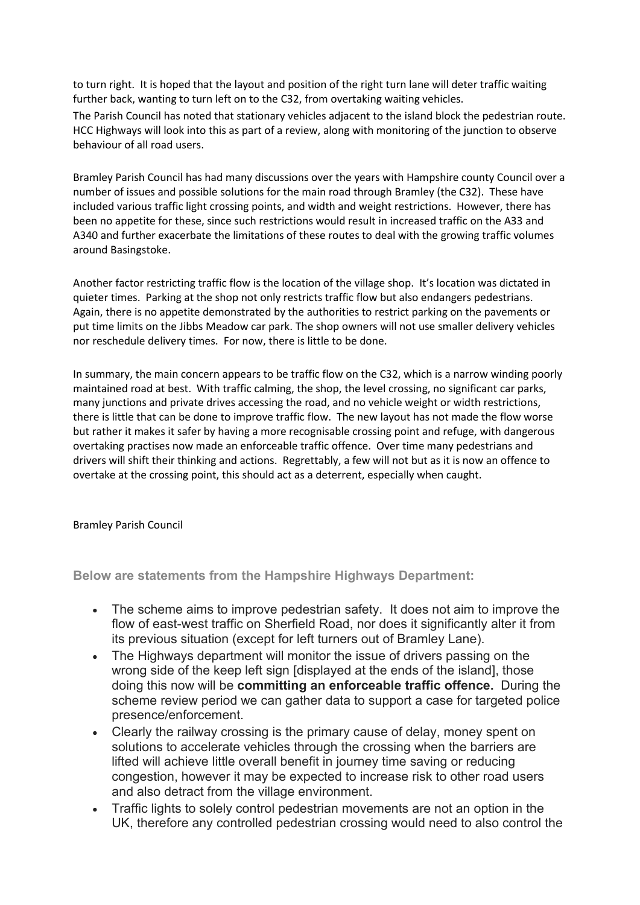to turn right. It is hoped that the layout and position of the right turn lane will deter traffic waiting further back, wanting to turn left on to the C32, from overtaking waiting vehicles.

The Parish Council has noted that stationary vehicles adjacent to the island block the pedestrian route. HCC Highways will look into this as part of a review, along with monitoring of the junction to observe behaviour of all road users.

Bramley Parish Council has had many discussions over the years with Hampshire county Council over a number of issues and possible solutions for the main road through Bramley (the C32). These have included various traffic light crossing points, and width and weight restrictions. However, there has been no appetite for these, since such restrictions would result in increased traffic on the A33 and A340 and further exacerbate the limitations of these routes to deal with the growing traffic volumes around Basingstoke.

Another factor restricting traffic flow is the location of the village shop. It's location was dictated in quieter times. Parking at the shop not only restricts traffic flow but also endangers pedestrians. Again, there is no appetite demonstrated by the authorities to restrict parking on the pavements or put time limits on the Jibbs Meadow car park. The shop owners will not use smaller delivery vehicles nor reschedule delivery times. For now, there is little to be done.

In summary, the main concern appears to be traffic flow on the C32, which is a narrow winding poorly maintained road at best. With traffic calming, the shop, the level crossing, no significant car parks, many junctions and private drives accessing the road, and no vehicle weight or width restrictions, there is little that can be done to improve traffic flow. The new layout has not made the flow worse but rather it makes it safer by having a more recognisable crossing point and refuge, with dangerous overtaking practises now made an enforceable traffic offence. Over time many pedestrians and drivers will shift their thinking and actions. Regrettably, a few will not but as it is now an offence to overtake at the crossing point, this should act as a deterrent, especially when caught.

Bramley Parish Council

### Below are statements from the Hampshire Highways Department:

- The scheme aims to improve pedestrian safety. It does not aim to improve the flow of east-west traffic on Sherfield Road, nor does it significantly alter it from its previous situation (except for left turners out of Bramley Lane).
- The Highways department will monitor the issue of drivers passing on the wrong side of the keep left sign [displayed at the ends of the island], those doing this now will be **committing an enforceable traffic offence.** During the scheme review period we can gather data to support a case for targeted police presence/enforcement.
- Clearly the railway crossing is the primary cause of delay, money spent on solutions to accelerate vehicles through the crossing when the barriers are lifted will achieve little overall benefit in journey time saving or reducing congestion, however it may be expected to increase risk to other road users and also detract from the village environment.
- Traffic lights to solely control pedestrian movements are not an option in the UK, therefore any controlled pedestrian crossing would need to also control the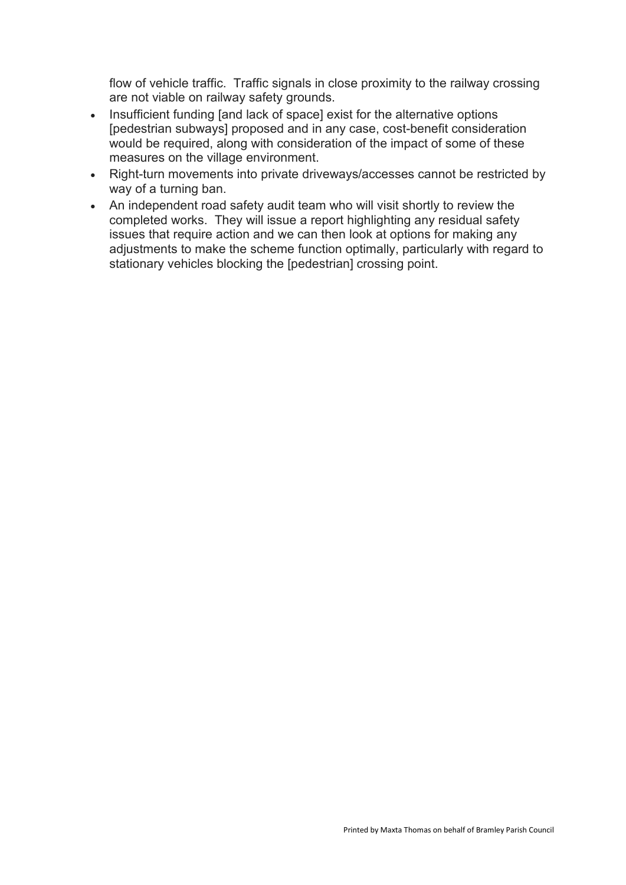flow of vehicle traffic. Traffic signals in close proximity to the railway crossing are not viable on railway safety grounds.

- Insufficient funding [and lack of space] exist for the alternative options [pedestrian subways] proposed and in any case, cost-benefit consideration would be required, along with consideration of the impact of some of these measures on the village environment.
- Right-turn movements into private driveways/accesses cannot be restricted by way of a turning ban.
- An independent road safety audit team who will visit shortly to review the completed works. They will issue a report highlighting any residual safety issues that require action and we can then look at options for making any adjustments to make the scheme function optimally, particularly with regard to stationary vehicles blocking the [pedestrian] crossing point.

Printed by Maxta Thomas on behalf of Bramley Parish Council